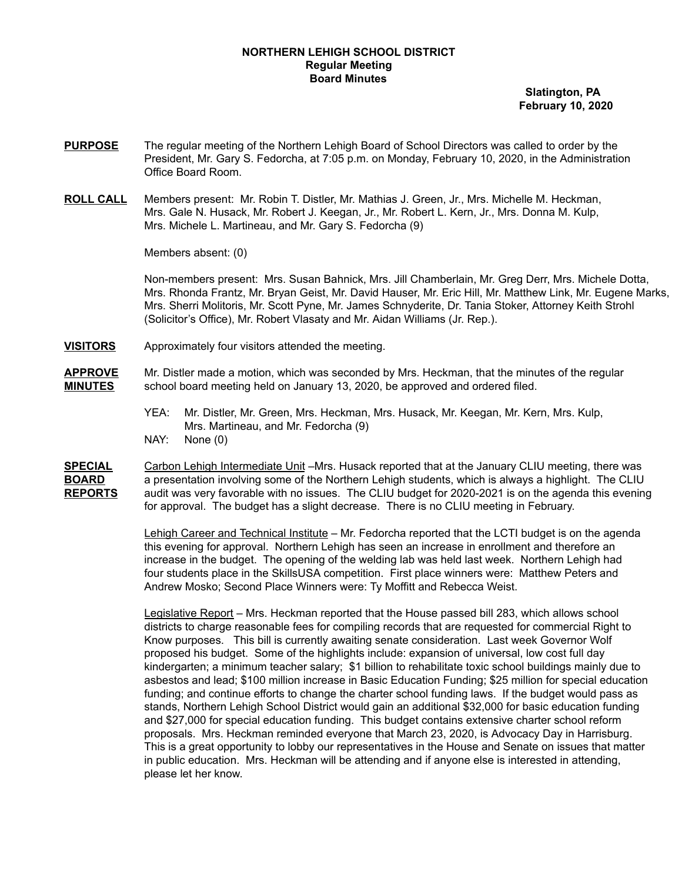**NORTHERN LEHIGH SCHOOL DISTRICT**
**Regular Meeting**
**Board Minutes**

**Slatington, PA**
**February 10, 2020**

**PURPOSE** The regular meeting of the Northern Lehigh Board of School Directors was called to order by the President, Mr. Gary S. Fedorcha, at 7:05 p.m. on Monday, February 10, 2020, in the Administration Office Board Room.

**ROLL CALL** Members present: Mr. Robin T. Distler, Mr. Mathias J. Green, Jr., Mrs. Michelle M. Heckman, Mrs. Gale N. Husack, Mr. Robert J. Keegan, Jr., Mr. Robert L. Kern, Jr., Mrs. Donna M. Kulp, Mrs. Michele L. Martineau, and Mr. Gary S. Fedorcha (9)

Members absent: (0)

Non-members present: Mrs. Susan Bahnick, Mrs. Jill Chamberlain, Mr. Greg Derr, Mrs. Michele Dotta, Mrs. Rhonda Frantz, Mr. Bryan Geist, Mr. David Hauser, Mr. Eric Hill, Mr. Matthew Link, Mr. Eugene Marks, Mrs. Sherri Molitoris, Mr. Scott Pyne, Mr. James Schnyderite, Dr. Tania Stoker, Attorney Keith Strohl (Solicitor's Office), Mr. Robert Vlasaty and Mr. Aidan Williams (Jr. Rep.).

**VISITORS** Approximately four visitors attended the meeting.

**APPROVE MINUTES** Mr. Distler made a motion, which was seconded by Mrs. Heckman, that the minutes of the regular school board meeting held on January 13, 2020, be approved and ordered filed.

YEA: Mr. Distler, Mr. Green, Mrs. Heckman, Mrs. Husack, Mr. Keegan, Mr. Kern, Mrs. Kulp, Mrs. Martineau, and Mr. Fedorcha (9)
NAY: None (0)

**SPECIAL BOARD REPORTS** Carbon Lehigh Intermediate Unit –Mrs. Husack reported that at the January CLIU meeting, there was a presentation involving some of the Northern Lehigh students, which is always a highlight. The CLIU audit was very favorable with no issues. The CLIU budget for 2020-2021 is on the agenda this evening for approval. The budget has a slight decrease. There is no CLIU meeting in February.

Lehigh Career and Technical Institute – Mr. Fedorcha reported that the LCTI budget is on the agenda this evening for approval. Northern Lehigh has seen an increase in enrollment and therefore an increase in the budget. The opening of the welding lab was held last week. Northern Lehigh had four students place in the SkillsUSA competition. First place winners were: Matthew Peters and Andrew Mosko; Second Place Winners were: Ty Moffitt and Rebecca Weist.

Legislative Report – Mrs. Heckman reported that the House passed bill 283, which allows school districts to charge reasonable fees for compiling records that are requested for commercial Right to Know purposes. This bill is currently awaiting senate consideration. Last week Governor Wolf proposed his budget. Some of the highlights include: expansion of universal, low cost full day kindergarten; a minimum teacher salary; $1 billion to rehabilitate toxic school buildings mainly due to asbestos and lead; $100 million increase in Basic Education Funding; $25 million for special education funding; and continue efforts to change the charter school funding laws. If the budget would pass as stands, Northern Lehigh School District would gain an additional $32,000 for basic education funding and $27,000 for special education funding. This budget contains extensive charter school reform proposals. Mrs. Heckman reminded everyone that March 23, 2020, is Advocacy Day in Harrisburg. This is a great opportunity to lobby our representatives in the House and Senate on issues that matter in public education. Mrs. Heckman will be attending and if anyone else is interested in attending, please let her know.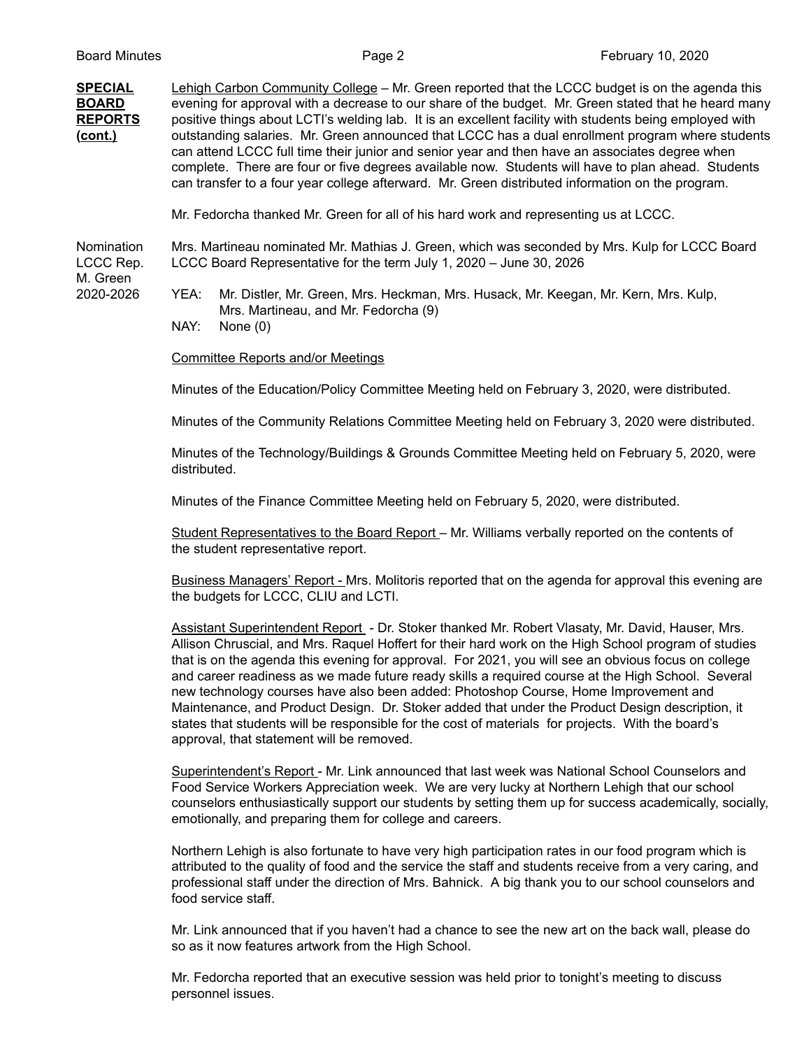**SPECIAL BOARD REPORTS (cont.)**

Lehigh Carbon Community College – Mr. Green reported that the LCCC budget is on the agenda this evening for approval with a decrease to our share of the budget. Mr. Green stated that he heard many positive things about LCTI's welding lab. It is an excellent facility with students being employed with outstanding salaries. Mr. Green announced that LCCC has a dual enrollment program where students can attend LCCC full time their junior and senior year and then have an associates degree when complete. There are four or five degrees available now. Students will have to plan ahead. Students can transfer to a four year college afterward. Mr. Green distributed information on the program.

Mr. Fedorcha thanked Mr. Green for all of his hard work and representing us at LCCC.

Nomination LCCC Rep. M. Green 2020-2026

Mrs. Martineau nominated Mr. Mathias J. Green, which was seconded by Mrs. Kulp for LCCC Board LCCC Board Representative for the term July 1, 2020 – June 30, 2026

YEA: Mr. Distler, Mr. Green, Mrs. Heckman, Mrs. Husack, Mr. Keegan, Mr. Kern, Mrs. Kulp, Mrs. Martineau, and Mr. Fedorcha (9)
NAY: None (0)

Committee Reports and/or Meetings

Minutes of the Education/Policy Committee Meeting held on February 3, 2020, were distributed.

Minutes of the Community Relations Committee Meeting held on February 3, 2020 were distributed.

Minutes of the Technology/Buildings & Grounds Committee Meeting held on February 5, 2020, were distributed.

Minutes of the Finance Committee Meeting held on February 5, 2020, were distributed.

Student Representatives to the Board Report – Mr. Williams verbally reported on the contents of the student representative report.

Business Managers' Report - Mrs. Molitoris reported that on the agenda for approval this evening are the budgets for LCCC, CLIU and LCTI.

Assistant Superintendent Report - Dr. Stoker thanked Mr. Robert Vlasaty, Mr. David, Hauser, Mrs. Allison Chruscial, and Mrs. Raquel Hoffert for their hard work on the High School program of studies that is on the agenda this evening for approval. For 2021, you will see an obvious focus on college and career readiness as we made future ready skills a required course at the High School. Several new technology courses have also been added: Photoshop Course, Home Improvement and Maintenance, and Product Design. Dr. Stoker added that under the Product Design description, it states that students will be responsible for the cost of materials for projects. With the board's approval, that statement will be removed.

Superintendent's Report - Mr. Link announced that last week was National School Counselors and Food Service Workers Appreciation week. We are very lucky at Northern Lehigh that our school counselors enthusiastically support our students by setting them up for success academically, socially, emotionally, and preparing them for college and careers.

Northern Lehigh is also fortunate to have very high participation rates in our food program which is attributed to the quality of food and the service the staff and students receive from a very caring, and professional staff under the direction of Mrs. Bahnick. A big thank you to our school counselors and food service staff.

Mr. Link announced that if you haven't had a chance to see the new art on the back wall, please do so as it now features artwork from the High School.

Mr. Fedorcha reported that an executive session was held prior to tonight's meeting to discuss personnel issues.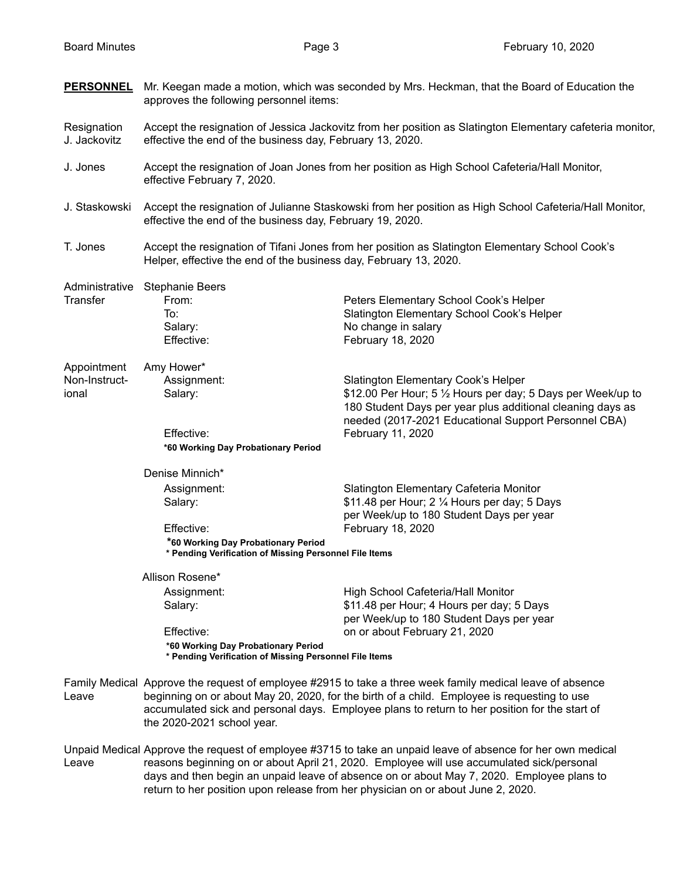**PERSONNEL** Mr. Keegan made a motion, which was seconded by Mrs. Heckman, that the Board of Education the approves the following personnel items:

**Resignation J. Jackovitz** — Accept the resignation of Jessica Jackovitz from her position as Slatington Elementary cafeteria monitor, effective the end of the business day, February 13, 2020.

**J. Jones** — Accept the resignation of Joan Jones from her position as High School Cafeteria/Hall Monitor, effective February 7, 2020.

**J. Staskowski** — Accept the resignation of Julianne Staskowski from her position as High School Cafeteria/Hall Monitor, effective the end of the business day, February 19, 2020.

**T. Jones** — Accept the resignation of Tifani Jones from her position as Slatington Elementary School Cook's Helper, effective the end of the business day, February 13, 2020.

**Administrative Transfer**

Stephanie Beers

| | |
|---|---|
| From: | Peters Elementary School Cook's Helper |
| To: | Slatington Elementary School Cook's Helper |
| Salary: | No change in salary |
| Effective: | February 18, 2020 |

**Appointment Non-Instructional**

Amy Hower*

| | |
|---|---|
| Assignment: | Slatington Elementary Cook's Helper |
| Salary: | \$12.00 Per Hour; 5 ½ Hours per day; 5 Days per Week/up to 180 Student Days per year plus additional cleaning days as needed (2017-2021 Educational Support Personnel CBA) |
| Effective: | February 11, 2020 |

**\*60 Working Day Probationary Period**

Denise Minnich*

| | |
|---|---|
| Assignment: | Slatington Elementary Cafeteria Monitor |
| Salary: | \$11.48 per Hour; 2 ¼ Hours per day; 5 Days per Week/up to 180 Student Days per year |
| Effective: | February 18, 2020 |

**\*60 Working Day Probationary Period**
**\* Pending Verification of Missing Personnel File Items**

Allison Rosene*

| | |
|---|---|
| Assignment: | High School Cafeteria/Hall Monitor |
| Salary: | \$11.48 per Hour; 4 Hours per day; 5 Days per Week/up to 180 Student Days per year |
| Effective: | on or about February 21, 2020 |

**\*60 Working Day Probationary Period**
**\* Pending Verification of Missing Personnel File Items**

**Family Medical Leave** — Approve the request of employee #2915 to take a three week family medical leave of absence beginning on or about May 20, 2020, for the birth of a child. Employee is requesting to use accumulated sick and personal days. Employee plans to return to her position for the start of the 2020-2021 school year.

**Unpaid Medical Leave** — Approve the request of employee #3715 to take an unpaid leave of absence for her own medical reasons beginning on or about April 21, 2020. Employee will use accumulated sick/personal days and then begin an unpaid leave of absence on or about May 7, 2020. Employee plans to return to her position upon release from her physician on or about June 2, 2020.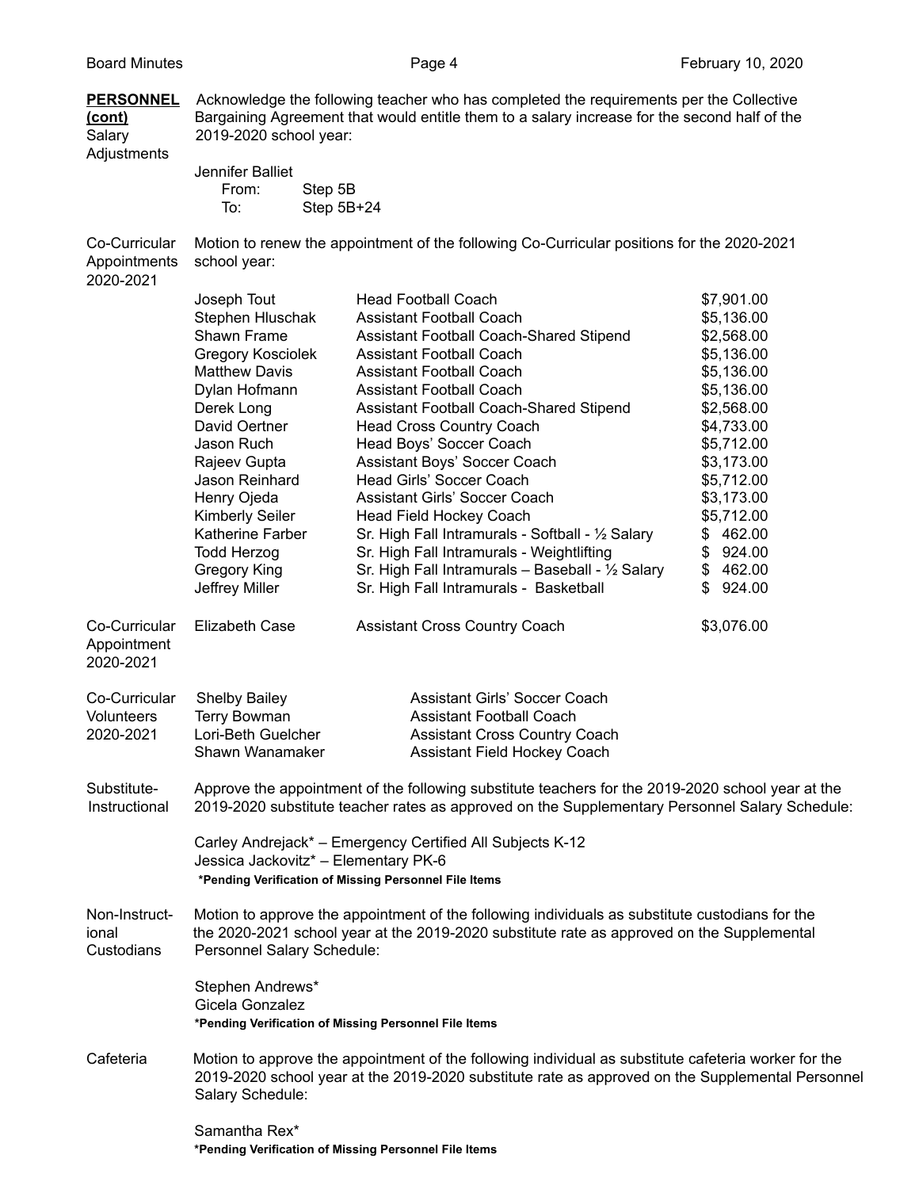**PERSONNEL (cont)**

**Salary Adjustments**

Acknowledge the following teacher who has completed the requirements per the Collective Bargaining Agreement that would entitle them to a salary increase for the second half of the 2019-2020 school year:

Jennifer Balliet
From: Step 5B
To: Step 5B+24

**Co-Curricular Appointments 2020-2021**

Motion to renew the appointment of the following Co-Curricular positions for the 2020-2021 school year:

| Name | Position | Amount |
|---|---|---|
| Joseph Tout | Head Football Coach | $7,901.00 |
| Stephen Hluschak | Assistant Football Coach | $5,136.00 |
| Shawn Frame | Assistant Football Coach-Shared Stipend | $2,568.00 |
| Gregory Kosciolek | Assistant Football Coach | $5,136.00 |
| Matthew Davis | Assistant Football Coach | $5,136.00 |
| Dylan Hofmann | Assistant Football Coach | $5,136.00 |
| Derek Long | Assistant Football Coach-Shared Stipend | $2,568.00 |
| David Oertner | Head Cross Country Coach | $4,733.00 |
| Jason Ruch | Head Boys' Soccer Coach | $5,712.00 |
| Rajeev Gupta | Assistant Boys' Soccer Coach | $3,173.00 |
| Jason Reinhard | Head Girls' Soccer Coach | $5,712.00 |
| Henry Ojeda | Assistant Girls' Soccer Coach | $3,173.00 |
| Kimberly Seiler | Head Field Hockey Coach | $5,712.00 |
| Katherine Farber | Sr. High Fall Intramurals - Softball - ½ Salary | $ 462.00 |
| Todd Herzog | Sr. High Fall Intramurals - Weightlifting | $ 924.00 |
| Gregory King | Sr. High Fall Intramurals – Baseball - ½ Salary | $ 462.00 |
| Jeffrey Miller | Sr. High Fall Intramurals - Basketball | $ 924.00 |

**Co-Curricular Appointment 2020-2021**

| Name | Position | Amount |
|---|---|---|
| Elizabeth Case | Assistant Cross Country Coach | $3,076.00 |

**Co-Curricular Volunteers 2020-2021**

| Name | Position |
|---|---|
| Shelby Bailey | Assistant Girls' Soccer Coach |
| Terry Bowman | Assistant Football Coach |
| Lori-Beth Guelcher | Assistant Cross Country Coach |
| Shawn Wanamaker | Assistant Field Hockey Coach |

**Substitute-Instructional**

Approve the appointment of the following substitute teachers for the 2019-2020 school year at the 2019-2020 substitute teacher rates as approved on the Supplementary Personnel Salary Schedule:

Carley Andrejack* – Emergency Certified All Subjects K-12
Jessica Jackovitz* – Elementary PK-6
**\*Pending Verification of Missing Personnel File Items**

**Non-Instructional Custodians**

Motion to approve the appointment of the following individuals as substitute custodians for the the 2020-2021 school year at the 2019-2020 substitute rate as approved on the Supplemental Personnel Salary Schedule:

Stephen Andrews*
Gicela Gonzalez
**\*Pending Verification of Missing Personnel File Items**

**Cafeteria**

Motion to approve the appointment of the following individual as substitute cafeteria worker for the 2019-2020 school year at the 2019-2020 substitute rate as approved on the Supplemental Personnel Salary Schedule:

Samantha Rex*
**\*Pending Verification of Missing Personnel File Items**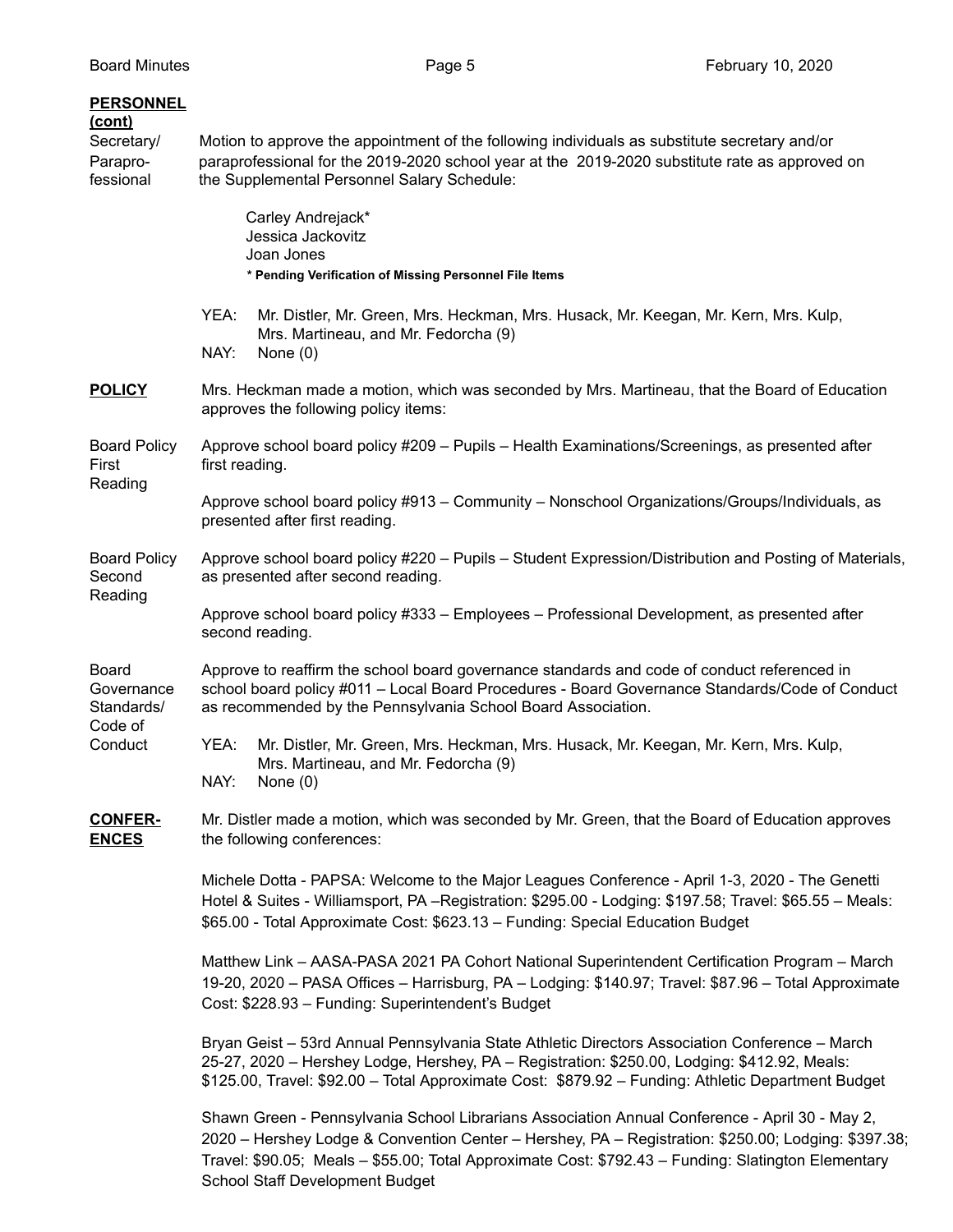**PERSONNEL (cont)**

Secretary/ Paraprofessional

Motion to approve the appointment of the following individuals as substitute secretary and/or paraprofessional for the 2019-2020 school year at the 2019-2020 substitute rate as approved on the Supplemental Personnel Salary Schedule:

Carley Andrejack*
Jessica Jackovitz
Joan Jones

**\* Pending Verification of Missing Personnel File Items**

YEA: Mr. Distler, Mr. Green, Mrs. Heckman, Mrs. Husack, Mr. Keegan, Mr. Kern, Mrs. Kulp, Mrs. Martineau, and Mr. Fedorcha (9)
NAY: None (0)

**POLICY**

Mrs. Heckman made a motion, which was seconded by Mrs. Martineau, that the Board of Education approves the following policy items:

Board Policy First Reading

Approve school board policy #209 – Pupils – Health Examinations/Screenings, as presented after first reading.

Approve school board policy #913 – Community – Nonschool Organizations/Groups/Individuals, as presented after first reading.

Board Policy Second Reading

Approve school board policy #220 – Pupils – Student Expression/Distribution and Posting of Materials, as presented after second reading.

Approve school board policy #333 – Employees – Professional Development, as presented after second reading.

Board Governance Standards/ Code of Conduct

Approve to reaffirm the school board governance standards and code of conduct referenced in school board policy #011 – Local Board Procedures - Board Governance Standards/Code of Conduct as recommended by the Pennsylvania School Board Association.

YEA: Mr. Distler, Mr. Green, Mrs. Heckman, Mrs. Husack, Mr. Keegan, Mr. Kern, Mrs. Kulp, Mrs. Martineau, and Mr. Fedorcha (9)
NAY: None (0)

**CONFERENCES**

Mr. Distler made a motion, which was seconded by Mr. Green, that the Board of Education approves the following conferences:

Michele Dotta - PAPSA: Welcome to the Major Leagues Conference - April 1-3, 2020 - The Genetti Hotel & Suites - Williamsport, PA –Registration: $295.00 - Lodging: $197.58; Travel: $65.55 – Meals: $65.00 - Total Approximate Cost: $623.13 – Funding: Special Education Budget

Matthew Link – AASA-PASA 2021 PA Cohort National Superintendent Certification Program – March 19-20, 2020 – PASA Offices – Harrisburg, PA – Lodging: $140.97; Travel: $87.96 – Total Approximate Cost: $228.93 – Funding: Superintendent's Budget

Bryan Geist – 53rd Annual Pennsylvania State Athletic Directors Association Conference – March 25-27, 2020 – Hershey Lodge, Hershey, PA – Registration: $250.00, Lodging: $412.92, Meals: $125.00, Travel: $92.00 – Total Approximate Cost: $879.92 – Funding: Athletic Department Budget

Shawn Green - Pennsylvania School Librarians Association Annual Conference - April 30 - May 2, 2020 – Hershey Lodge & Convention Center – Hershey, PA – Registration: $250.00; Lodging: $397.38; Travel: $90.05; Meals – $55.00; Total Approximate Cost: $792.43 – Funding: Slatington Elementary School Staff Development Budget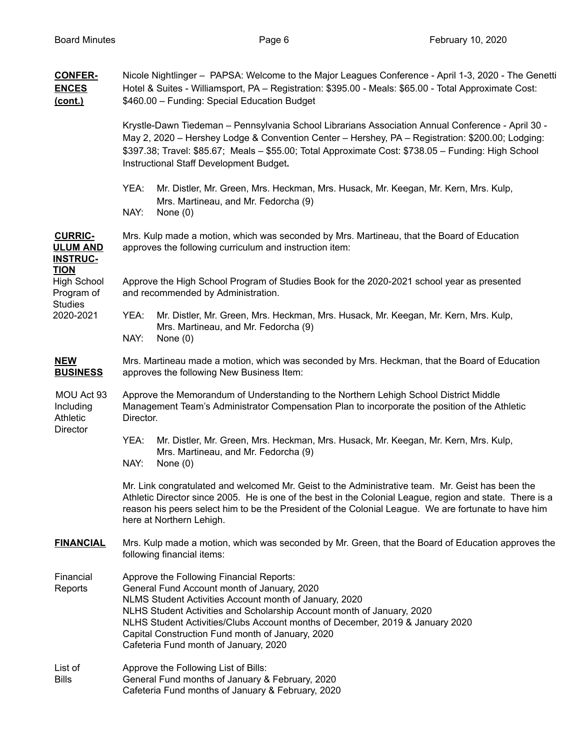**CONFERENCES (cont.)**

Nicole Nightlinger – PAPSA: Welcome to the Major Leagues Conference - April 1-3, 2020 - The Genetti Hotel & Suites - Williamsport, PA – Registration: $395.00 - Meals: $65.00 - Total Approximate Cost: $460.00 – Funding: Special Education Budget

Krystle-Dawn Tiedeman – Pennsylvania School Librarians Association Annual Conference - April 30 - May 2, 2020 – Hershey Lodge & Convention Center – Hershey, PA – Registration: $200.00; Lodging: $397.38; Travel: $85.67; Meals – $55.00; Total Approximate Cost: $738.05 – Funding: High School Instructional Staff Development Budget**.**

YEA: Mr. Distler, Mr. Green, Mrs. Heckman, Mrs. Husack, Mr. Keegan, Mr. Kern, Mrs. Kulp, Mrs. Martineau, and Mr. Fedorcha (9)
NAY: None (0)

**CURRICULUM AND INSTRUCTION**

Mrs. Kulp made a motion, which was seconded by Mrs. Martineau, that the Board of Education approves the following curriculum and instruction item:

High School Program of Studies 2020-2021

Approve the High School Program of Studies Book for the 2020-2021 school year as presented and recommended by Administration.

YEA: Mr. Distler, Mr. Green, Mrs. Heckman, Mrs. Husack, Mr. Keegan, Mr. Kern, Mrs. Kulp, Mrs. Martineau, and Mr. Fedorcha (9)
NAY: None (0)

**NEW BUSINESS**

Mrs. Martineau made a motion, which was seconded by Mrs. Heckman, that the Board of Education approves the following New Business Item:

MOU Act 93 Including Athletic Director

Approve the Memorandum of Understanding to the Northern Lehigh School District Middle Management Team's Administrator Compensation Plan to incorporate the position of the Athletic Director.

YEA: Mr. Distler, Mr. Green, Mrs. Heckman, Mrs. Husack, Mr. Keegan, Mr. Kern, Mrs. Kulp, Mrs. Martineau, and Mr. Fedorcha (9)
NAY: None (0)

Mr. Link congratulated and welcomed Mr. Geist to the Administrative team. Mr. Geist has been the Athletic Director since 2005. He is one of the best in the Colonial League, region and state. There is a reason his peers select him to be the President of the Colonial League. We are fortunate to have him here at Northern Lehigh.

**FINANCIAL**

Mrs. Kulp made a motion, which was seconded by Mr. Green, that the Board of Education approves the following financial items:

Financial Reports

Approve the Following Financial Reports:
General Fund Account month of January, 2020
NLMS Student Activities Account month of January, 2020
NLHS Student Activities and Scholarship Account month of January, 2020
NLHS Student Activities/Clubs Account months of December, 2019 & January 2020
Capital Construction Fund month of January, 2020
Cafeteria Fund month of January, 2020

List of Bills

Approve the Following List of Bills:
General Fund months of January & February, 2020
Cafeteria Fund months of January & February, 2020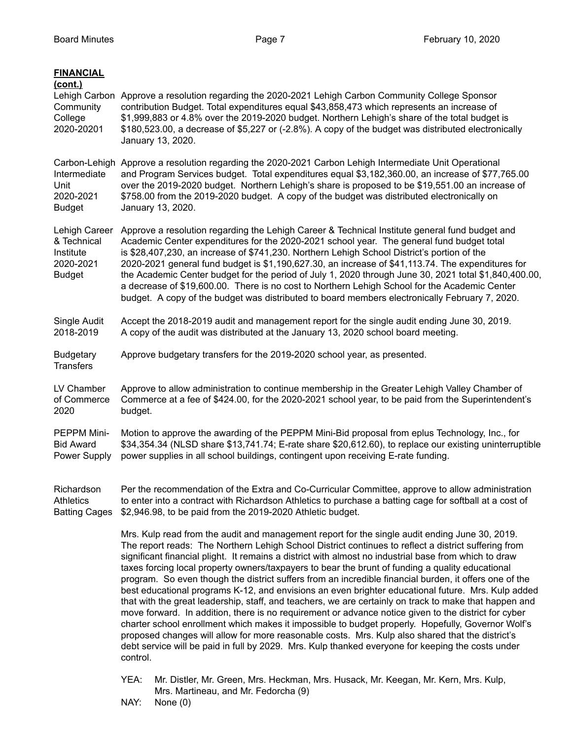**FINANCIAL**
**(cont.)**

Lehigh Carbon Community College 2020-20201 — Approve a resolution regarding the 2020-2021 Lehigh Carbon Community College Sponsor contribution Budget. Total expenditures equal $43,858,473 which represents an increase of $1,999,883 or 4.8% over the 2019-2020 budget. Northern Lehigh's share of the total budget is $180,523.00, a decrease of $5,227 or (-2.8%). A copy of the budget was distributed electronically January 13, 2020.

Carbon-Lehigh Intermediate Unit 2020-2021 Budget — Approve a resolution regarding the 2020-2021 Carbon Lehigh Intermediate Unit Operational and Program Services budget. Total expenditures equal $3,182,360.00, an increase of $77,765.00 over the 2019-2020 budget. Northern Lehigh's share is proposed to be $19,551.00 an increase of $758.00 from the 2019-2020 budget. A copy of the budget was distributed electronically on January 13, 2020.

Lehigh Career & Technical Institute 2020-2021 Budget — Approve a resolution regarding the Lehigh Career & Technical Institute general fund budget and Academic Center expenditures for the 2020-2021 school year. The general fund budget total is $28,407,230, an increase of $741,230. Northern Lehigh School District's portion of the 2020-2021 general fund budget is $1,190,627.30, an increase of $41,113.74. The expenditures for the Academic Center budget for the period of July 1, 2020 through June 30, 2021 total $1,840,400.00, a decrease of $19,600.00. There is no cost to Northern Lehigh School for the Academic Center budget. A copy of the budget was distributed to board members electronically February 7, 2020.

Single Audit 2018-2019 — Accept the 2018-2019 audit and management report for the single audit ending June 30, 2019. A copy of the audit was distributed at the January 13, 2020 school board meeting.

Budgetary Transfers — Approve budgetary transfers for the 2019-2020 school year, as presented.

LV Chamber of Commerce 2020 — Approve to allow administration to continue membership in the Greater Lehigh Valley Chamber of Commerce at a fee of $424.00, for the 2020-2021 school year, to be paid from the Superintendent's budget.

PEPPM Mini-Bid Award Power Supply — Motion to approve the awarding of the PEPPM Mini-Bid proposal from eplus Technology, Inc., for $34,354.34 (NLSD share $13,741.74; E-rate share $20,612.60), to replace our existing uninterruptible power supplies in all school buildings, contingent upon receiving E-rate funding.

Richardson Athletics Batting Cages — Per the recommendation of the Extra and Co-Curricular Committee, approve to allow administration to enter into a contract with Richardson Athletics to purchase a batting cage for softball at a cost of $2,946.98, to be paid from the 2019-2020 Athletic budget.

Mrs. Kulp read from the audit and management report for the single audit ending June 30, 2019. The report reads: The Northern Lehigh School District continues to reflect a district suffering from significant financial plight. It remains a district with almost no industrial base from which to draw taxes forcing local property owners/taxpayers to bear the brunt of funding a quality educational program. So even though the district suffers from an incredible financial burden, it offers one of the best educational programs K-12, and envisions an even brighter educational future. Mrs. Kulp added that with the great leadership, staff, and teachers, we are certainly on track to make that happen and move forward. In addition, there is no requirement or advance notice given to the district for cyber charter school enrollment which makes it impossible to budget properly. Hopefully, Governor Wolf's proposed changes will allow for more reasonable costs. Mrs. Kulp also shared that the district's debt service will be paid in full by 2029. Mrs. Kulp thanked everyone for keeping the costs under control.

YEA: Mr. Distler, Mr. Green, Mrs. Heckman, Mrs. Husack, Mr. Keegan, Mr. Kern, Mrs. Kulp, Mrs. Martineau, and Mr. Fedorcha (9)
NAY: None (0)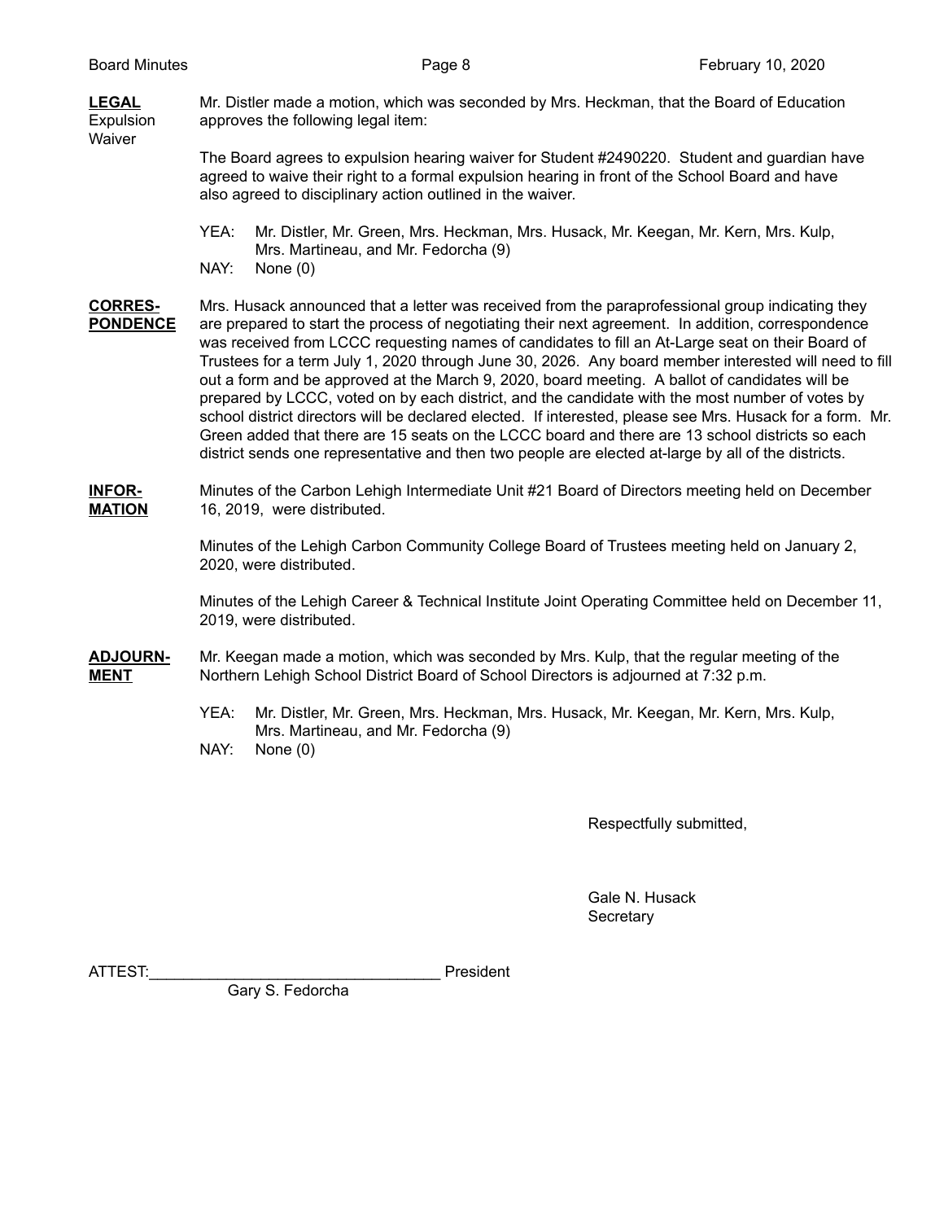**LEGAL**
Expulsion Waiver

Mr. Distler made a motion, which was seconded by Mrs. Heckman, that the Board of Education approves the following legal item:

The Board agrees to expulsion hearing waiver for Student #2490220. Student and guardian have agreed to waive their right to a formal expulsion hearing in front of the School Board and have also agreed to disciplinary action outlined in the waiver.

YEA: Mr. Distler, Mr. Green, Mrs. Heckman, Mrs. Husack, Mr. Keegan, Mr. Kern, Mrs. Kulp, Mrs. Martineau, and Mr. Fedorcha (9)
NAY: None (0)

**CORRES-PONDENCE**

Mrs. Husack announced that a letter was received from the paraprofessional group indicating they are prepared to start the process of negotiating their next agreement. In addition, correspondence was received from LCCC requesting names of candidates to fill an At-Large seat on their Board of Trustees for a term July 1, 2020 through June 30, 2026. Any board member interested will need to fill out a form and be approved at the March 9, 2020, board meeting. A ballot of candidates will be prepared by LCCC, voted on by each district, and the candidate with the most number of votes by school district directors will be declared elected. If interested, please see Mrs. Husack for a form. Mr. Green added that there are 15 seats on the LCCC board and there are 13 school districts so each district sends one representative and then two people are elected at-large by all of the districts.

**INFOR-MATION**

Minutes of the Carbon Lehigh Intermediate Unit #21 Board of Directors meeting held on December 16, 2019, were distributed.

Minutes of the Lehigh Carbon Community College Board of Trustees meeting held on January 2, 2020, were distributed.

Minutes of the Lehigh Career & Technical Institute Joint Operating Committee held on December 11, 2019, were distributed.

**ADJOURN-MENT**

Mr. Keegan made a motion, which was seconded by Mrs. Kulp, that the regular meeting of the Northern Lehigh School District Board of School Directors is adjourned at 7:32 p.m.

YEA: Mr. Distler, Mr. Green, Mrs. Heckman, Mrs. Husack, Mr. Keegan, Mr. Kern, Mrs. Kulp, Mrs. Martineau, and Mr. Fedorcha (9)
NAY: None (0)

Respectfully submitted,

Gale N. Husack
Secretary

ATTEST:_________________________________ President
Gary S. Fedorcha